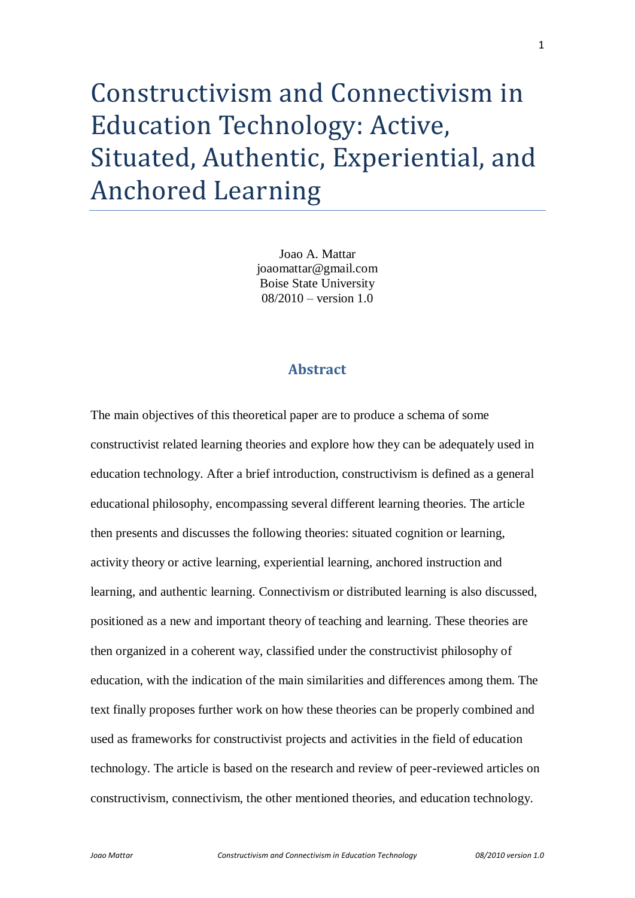# Constructivism and Connectivism in Education Technology: Active, Situated, Authentic, Experiential, and Anchored Learning

Joao A. Mattar
joaomattar@gmail.com
Boise State University
08/2010 – version 1.0

## Abstract

The main objectives of this theoretical paper are to produce a schema of some constructivist related learning theories and explore how they can be adequately used in education technology. After a brief introduction, constructivism is defined as a general educational philosophy, encompassing several different learning theories. The article then presents and discusses the following theories: situated cognition or learning, activity theory or active learning, experiential learning, anchored instruction and learning, and authentic learning. Connectivism or distributed learning is also discussed, positioned as a new and important theory of teaching and learning. These theories are then organized in a coherent way, classified under the constructivist philosophy of education, with the indication of the main similarities and differences among them. The text finally proposes further work on how these theories can be properly combined and used as frameworks for constructivist projects and activities in the field of education technology. The article is based on the research and review of peer-reviewed articles on constructivism, connectivism, the other mentioned theories, and education technology.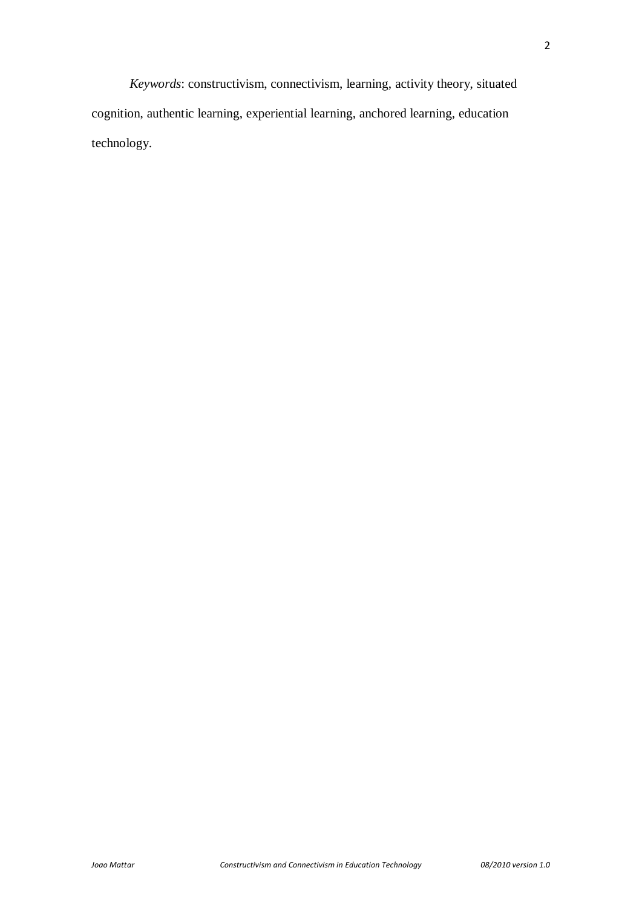*Keywords*: constructivism, connectivism, learning, activity theory, situated cognition, authentic learning, experiential learning, anchored learning, education technology.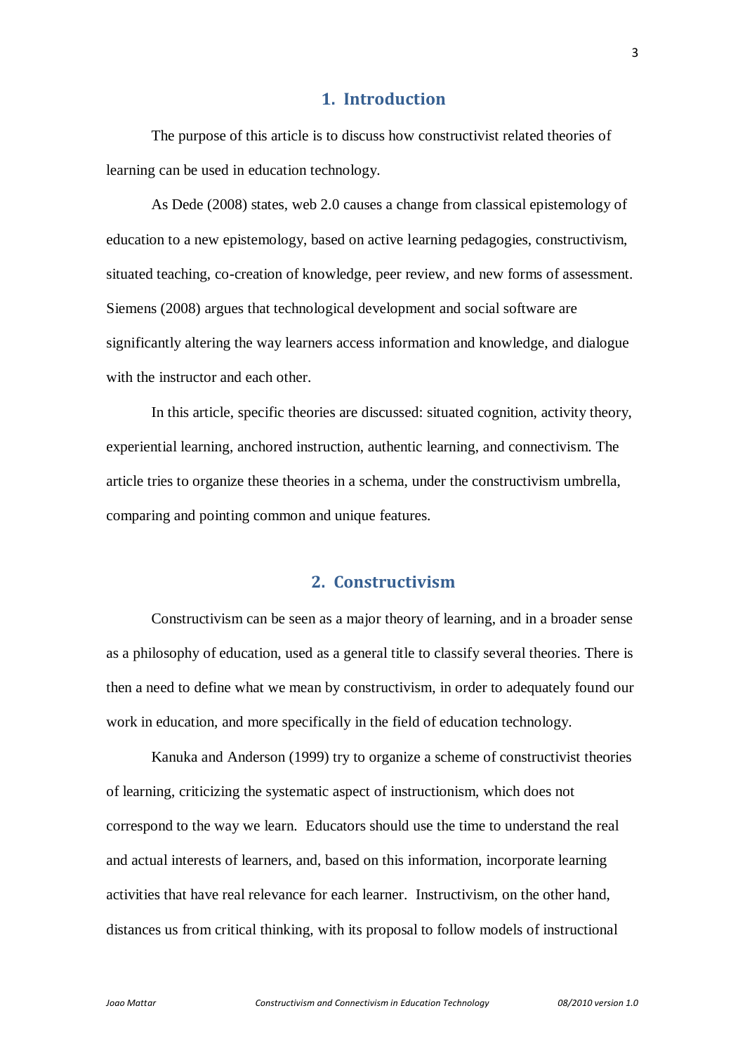## 1. Introduction

The purpose of this article is to discuss how constructivist related theories of learning can be used in education technology.

As Dede (2008) states, web 2.0 causes a change from classical epistemology of education to a new epistemology, based on active learning pedagogies, constructivism, situated teaching, co-creation of knowledge, peer review, and new forms of assessment. Siemens (2008) argues that technological development and social software are significantly altering the way learners access information and knowledge, and dialogue with the instructor and each other.

In this article, specific theories are discussed: situated cognition, activity theory, experiential learning, anchored instruction, authentic learning, and connectivism. The article tries to organize these theories in a schema, under the constructivism umbrella, comparing and pointing common and unique features.

## 2. Constructivism

Constructivism can be seen as a major theory of learning, and in a broader sense as a philosophy of education, used as a general title to classify several theories. There is then a need to define what we mean by constructivism, in order to adequately found our work in education, and more specifically in the field of education technology.

Kanuka and Anderson (1999) try to organize a scheme of constructivist theories of learning, criticizing the systematic aspect of instructionism, which does not correspond to the way we learn. Educators should use the time to understand the real and actual interests of learners, and, based on this information, incorporate learning activities that have real relevance for each learner. Instructivism, on the other hand, distances us from critical thinking, with its proposal to follow models of instructional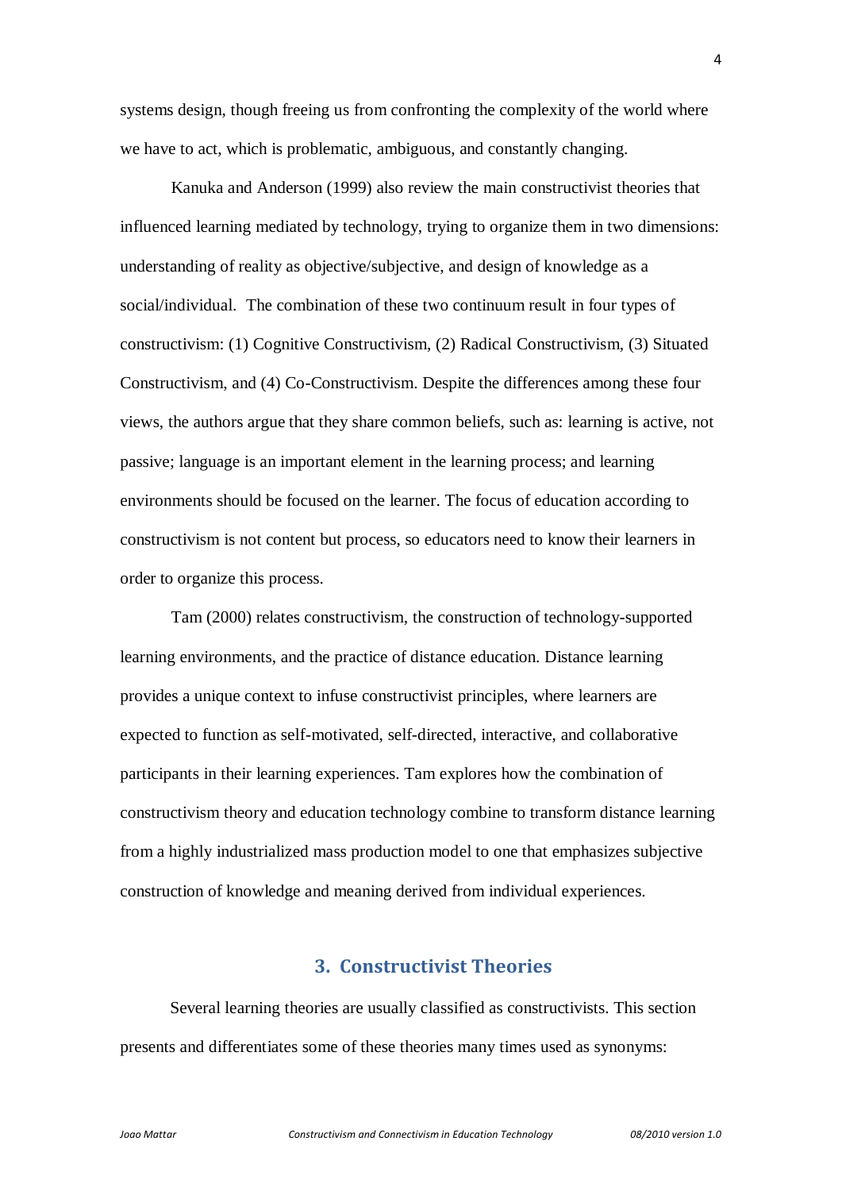systems design, though freeing us from confronting the complexity of the world where we have to act, which is problematic, ambiguous, and constantly changing.

Kanuka and Anderson (1999) also review the main constructivist theories that influenced learning mediated by technology, trying to organize them in two dimensions: understanding of reality as objective/subjective, and design of knowledge as a social/individual. The combination of these two continuum result in four types of constructivism: (1) Cognitive Constructivism, (2) Radical Constructivism, (3) Situated Constructivism, and (4) Co-Constructivism. Despite the differences among these four views, the authors argue that they share common beliefs, such as: learning is active, not passive; language is an important element in the learning process; and learning environments should be focused on the learner. The focus of education according to constructivism is not content but process, so educators need to know their learners in order to organize this process.

Tam (2000) relates constructivism, the construction of technology-supported learning environments, and the practice of distance education. Distance learning provides a unique context to infuse constructivist principles, where learners are expected to function as self-motivated, self-directed, interactive, and collaborative participants in their learning experiences. Tam explores how the combination of constructivism theory and education technology combine to transform distance learning from a highly industrialized mass production model to one that emphasizes subjective construction of knowledge and meaning derived from individual experiences.

## 3. Constructivist Theories

Several learning theories are usually classified as constructivists. This section presents and differentiates some of these theories many times used as synonyms: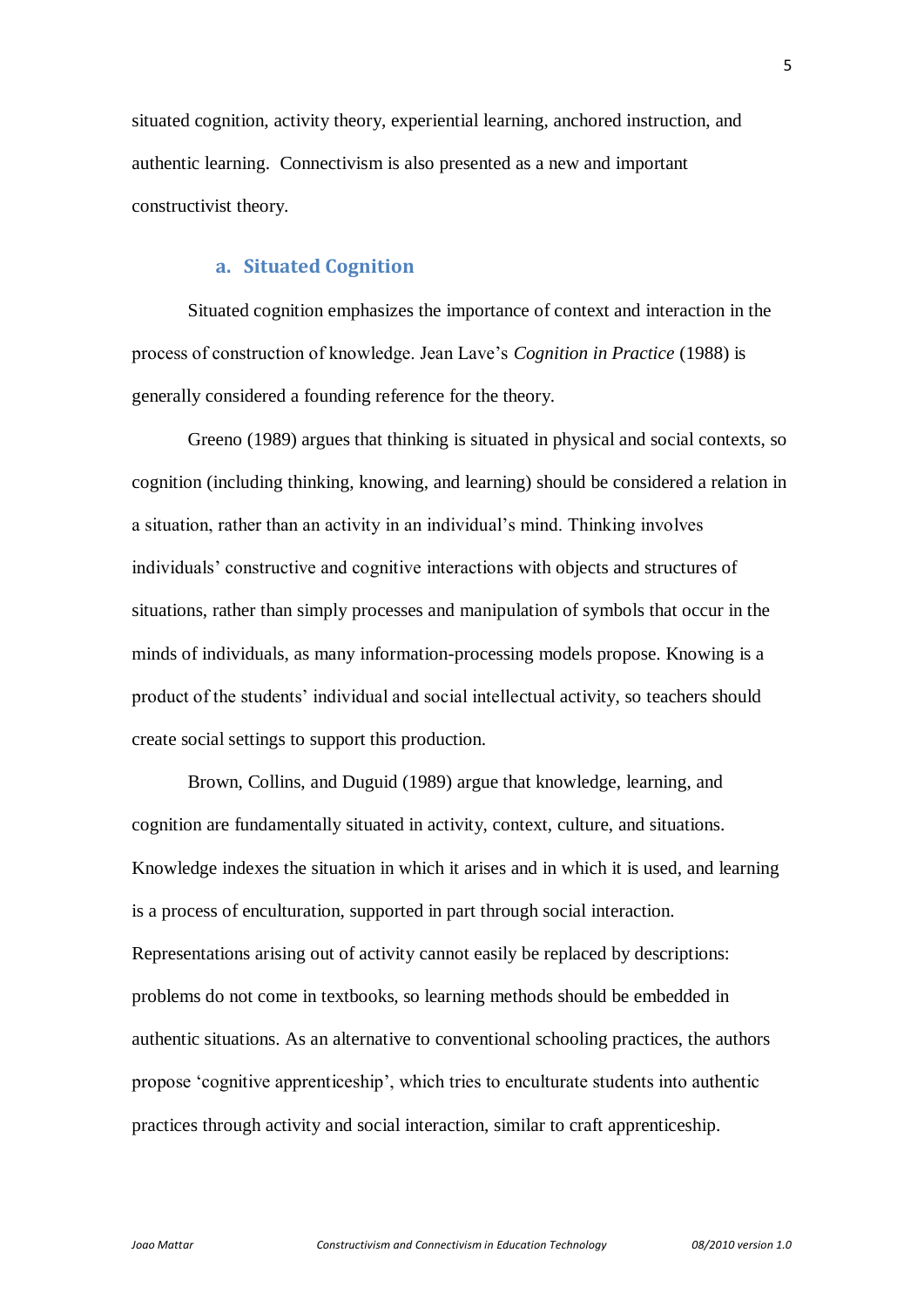situated cognition, activity theory, experiential learning, anchored instruction, and authentic learning. Connectivism is also presented as a new and important constructivist theory.

### a. Situated Cognition

Situated cognition emphasizes the importance of context and interaction in the process of construction of knowledge. Jean Lave's *Cognition in Practice* (1988) is generally considered a founding reference for the theory.

Greeno (1989) argues that thinking is situated in physical and social contexts, so cognition (including thinking, knowing, and learning) should be considered a relation in a situation, rather than an activity in an individual's mind. Thinking involves individuals' constructive and cognitive interactions with objects and structures of situations, rather than simply processes and manipulation of symbols that occur in the minds of individuals, as many information-processing models propose. Knowing is a product of the students' individual and social intellectual activity, so teachers should create social settings to support this production.

Brown, Collins, and Duguid (1989) argue that knowledge, learning, and cognition are fundamentally situated in activity, context, culture, and situations. Knowledge indexes the situation in which it arises and in which it is used, and learning is a process of enculturation, supported in part through social interaction. Representations arising out of activity cannot easily be replaced by descriptions: problems do not come in textbooks, so learning methods should be embedded in authentic situations. As an alternative to conventional schooling practices, the authors propose 'cognitive apprenticeship', which tries to enculturate students into authentic practices through activity and social interaction, similar to craft apprenticeship.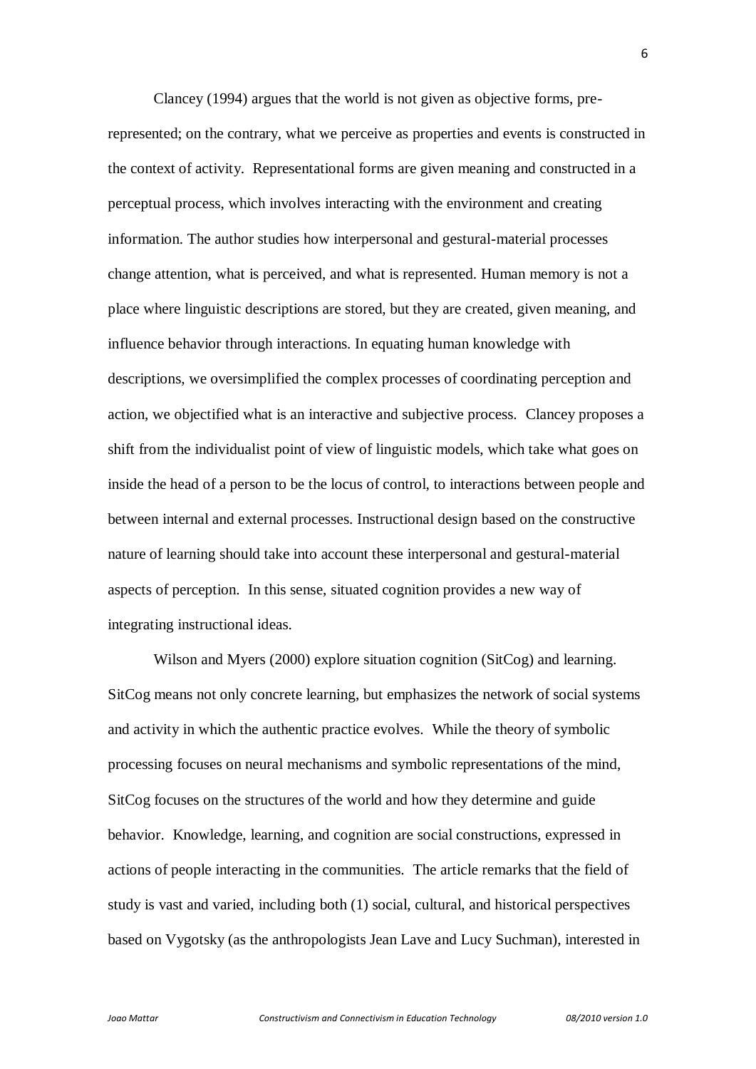Clancey (1994) argues that the world is not given as objective forms, pre-represented; on the contrary, what we perceive as properties and events is constructed in the context of activity. Representational forms are given meaning and constructed in a perceptual process, which involves interacting with the environment and creating information. The author studies how interpersonal and gestural-material processes change attention, what is perceived, and what is represented. Human memory is not a place where linguistic descriptions are stored, but they are created, given meaning, and influence behavior through interactions. In equating human knowledge with descriptions, we oversimplified the complex processes of coordinating perception and action, we objectified what is an interactive and subjective process. Clancey proposes a shift from the individualist point of view of linguistic models, which take what goes on inside the head of a person to be the locus of control, to interactions between people and between internal and external processes. Instructional design based on the constructive nature of learning should take into account these interpersonal and gestural-material aspects of perception. In this sense, situated cognition provides a new way of integrating instructional ideas.

Wilson and Myers (2000) explore situation cognition (SitCog) and learning. SitCog means not only concrete learning, but emphasizes the network of social systems and activity in which the authentic practice evolves. While the theory of symbolic processing focuses on neural mechanisms and symbolic representations of the mind, SitCog focuses on the structures of the world and how they determine and guide behavior. Knowledge, learning, and cognition are social constructions, expressed in actions of people interacting in the communities. The article remarks that the field of study is vast and varied, including both (1) social, cultural, and historical perspectives based on Vygotsky (as the anthropologists Jean Lave and Lucy Suchman), interested in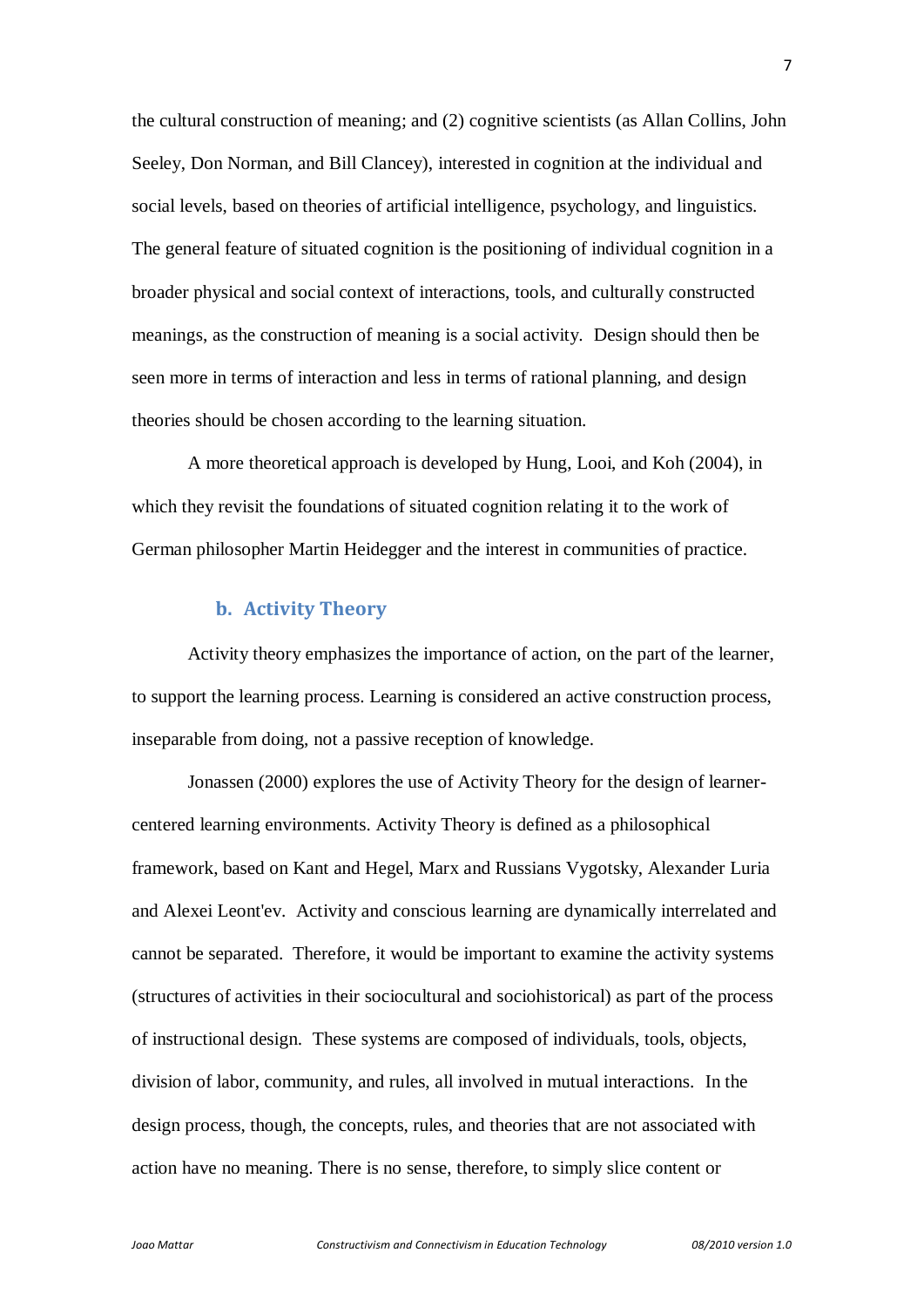the cultural construction of meaning; and (2) cognitive scientists (as Allan Collins, John Seeley, Don Norman, and Bill Clancey), interested in cognition at the individual and social levels, based on theories of artificial intelligence, psychology, and linguistics. The general feature of situated cognition is the positioning of individual cognition in a broader physical and social context of interactions, tools, and culturally constructed meanings, as the construction of meaning is a social activity. Design should then be seen more in terms of interaction and less in terms of rational planning, and design theories should be chosen according to the learning situation.

A more theoretical approach is developed by Hung, Looi, and Koh (2004), in which they revisit the foundations of situated cognition relating it to the work of German philosopher Martin Heidegger and the interest in communities of practice.

### b. Activity Theory

Activity theory emphasizes the importance of action, on the part of the learner, to support the learning process. Learning is considered an active construction process, inseparable from doing, not a passive reception of knowledge.

Jonassen (2000) explores the use of Activity Theory for the design of learner-centered learning environments. Activity Theory is defined as a philosophical framework, based on Kant and Hegel, Marx and Russians Vygotsky, Alexander Luria and Alexei Leont'ev. Activity and conscious learning are dynamically interrelated and cannot be separated. Therefore, it would be important to examine the activity systems (structures of activities in their sociocultural and sociohistorical) as part of the process of instructional design. These systems are composed of individuals, tools, objects, division of labor, community, and rules, all involved in mutual interactions. In the design process, though, the concepts, rules, and theories that are not associated with action have no meaning. There is no sense, therefore, to simply slice content or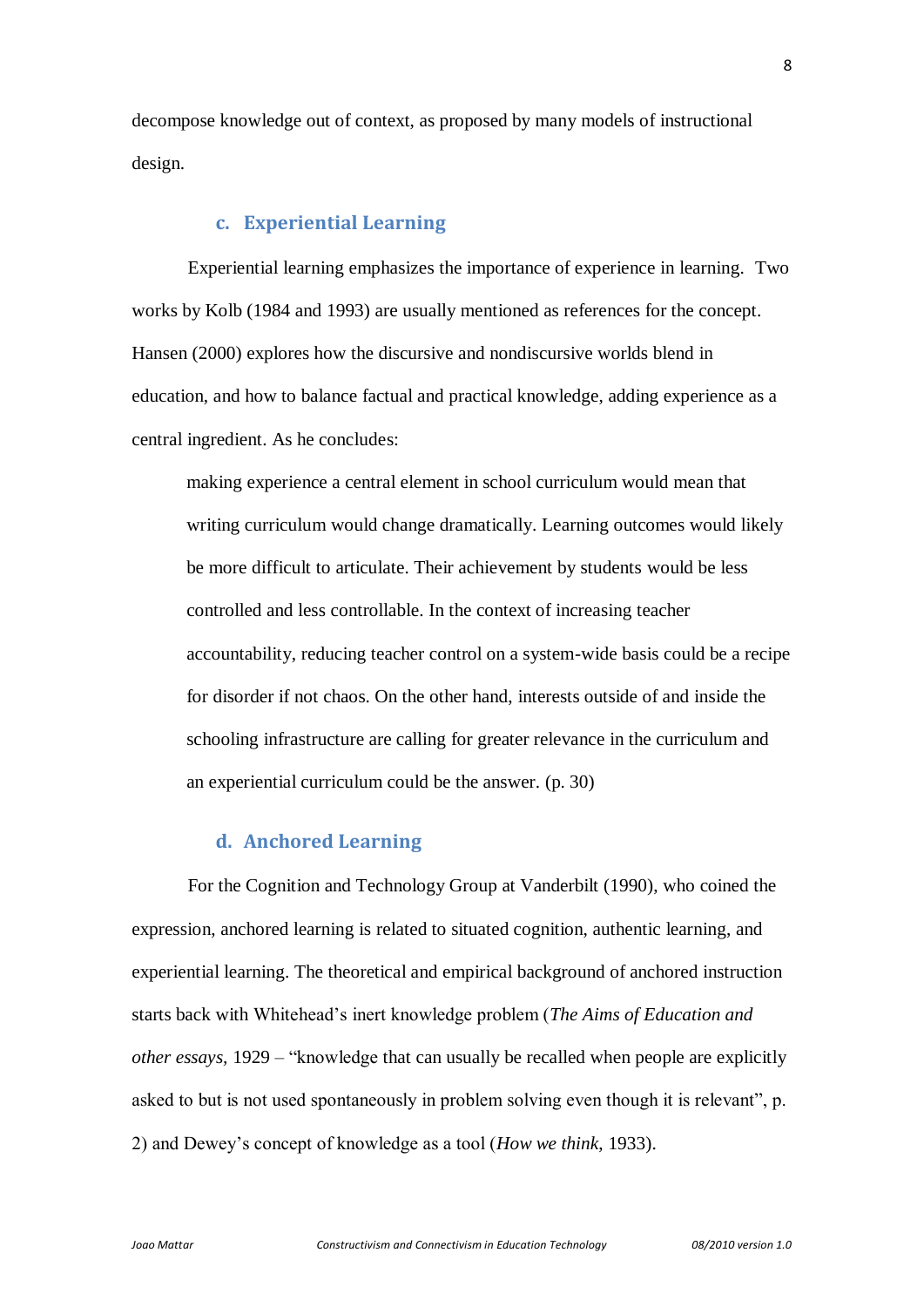decompose knowledge out of context, as proposed by many models of instructional design.

### c. Experiential Learning

Experiential learning emphasizes the importance of experience in learning. Two works by Kolb (1984 and 1993) are usually mentioned as references for the concept. Hansen (2000) explores how the discursive and nondiscursive worlds blend in education, and how to balance factual and practical knowledge, adding experience as a central ingredient. As he concludes:

> making experience a central element in school curriculum would mean that writing curriculum would change dramatically. Learning outcomes would likely be more difficult to articulate. Their achievement by students would be less controlled and less controllable. In the context of increasing teacher accountability, reducing teacher control on a system-wide basis could be a recipe for disorder if not chaos. On the other hand, interests outside of and inside the schooling infrastructure are calling for greater relevance in the curriculum and an experiential curriculum could be the answer. (p. 30)

### d. Anchored Learning

For the Cognition and Technology Group at Vanderbilt (1990), who coined the expression, anchored learning is related to situated cognition, authentic learning, and experiential learning. The theoretical and empirical background of anchored instruction starts back with Whitehead's inert knowledge problem (*The Aims of Education and other essays,* 1929 – "knowledge that can usually be recalled when people are explicitly asked to but is not used spontaneously in problem solving even though it is relevant", p. 2) and Dewey's concept of knowledge as a tool (*How we think*, 1933).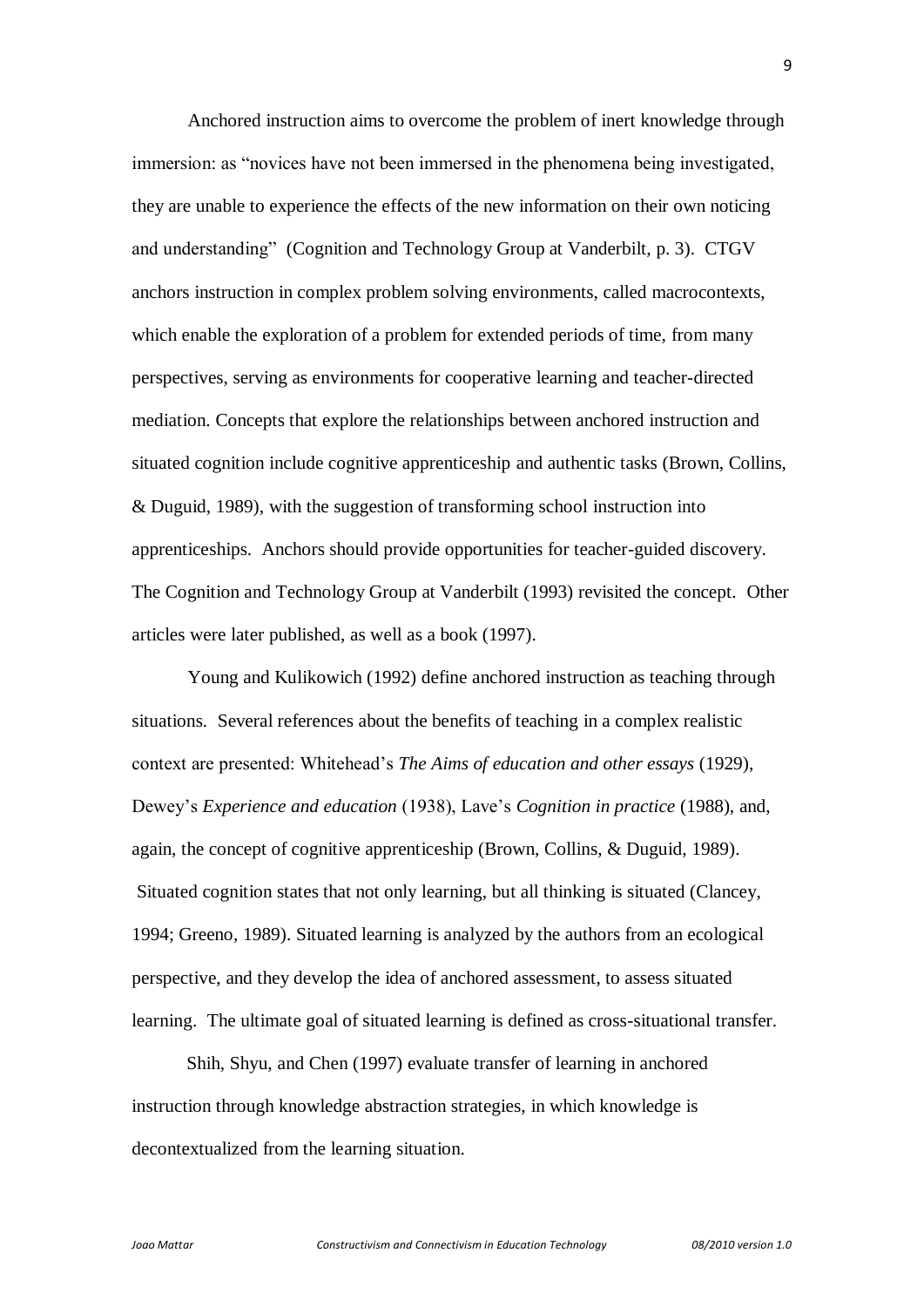Anchored instruction aims to overcome the problem of inert knowledge through immersion: as "novices have not been immersed in the phenomena being investigated, they are unable to experience the effects of the new information on their own noticing and understanding" (Cognition and Technology Group at Vanderbilt, p. 3). CTGV anchors instruction in complex problem solving environments, called macrocontexts, which enable the exploration of a problem for extended periods of time, from many perspectives, serving as environments for cooperative learning and teacher-directed mediation. Concepts that explore the relationships between anchored instruction and situated cognition include cognitive apprenticeship and authentic tasks (Brown, Collins, & Duguid, 1989), with the suggestion of transforming school instruction into apprenticeships. Anchors should provide opportunities for teacher-guided discovery. The Cognition and Technology Group at Vanderbilt (1993) revisited the concept. Other articles were later published, as well as a book (1997).

Young and Kulikowich (1992) define anchored instruction as teaching through situations. Several references about the benefits of teaching in a complex realistic context are presented: Whitehead's *The Aims of education and other essays* (1929), Dewey's *Experience and education* (1938), Lave's *Cognition in practice* (1988), and, again, the concept of cognitive apprenticeship (Brown, Collins, & Duguid, 1989). Situated cognition states that not only learning, but all thinking is situated (Clancey, 1994; Greeno, 1989). Situated learning is analyzed by the authors from an ecological perspective, and they develop the idea of anchored assessment, to assess situated learning. The ultimate goal of situated learning is defined as cross-situational transfer.

Shih, Shyu, and Chen (1997) evaluate transfer of learning in anchored instruction through knowledge abstraction strategies, in which knowledge is decontextualized from the learning situation.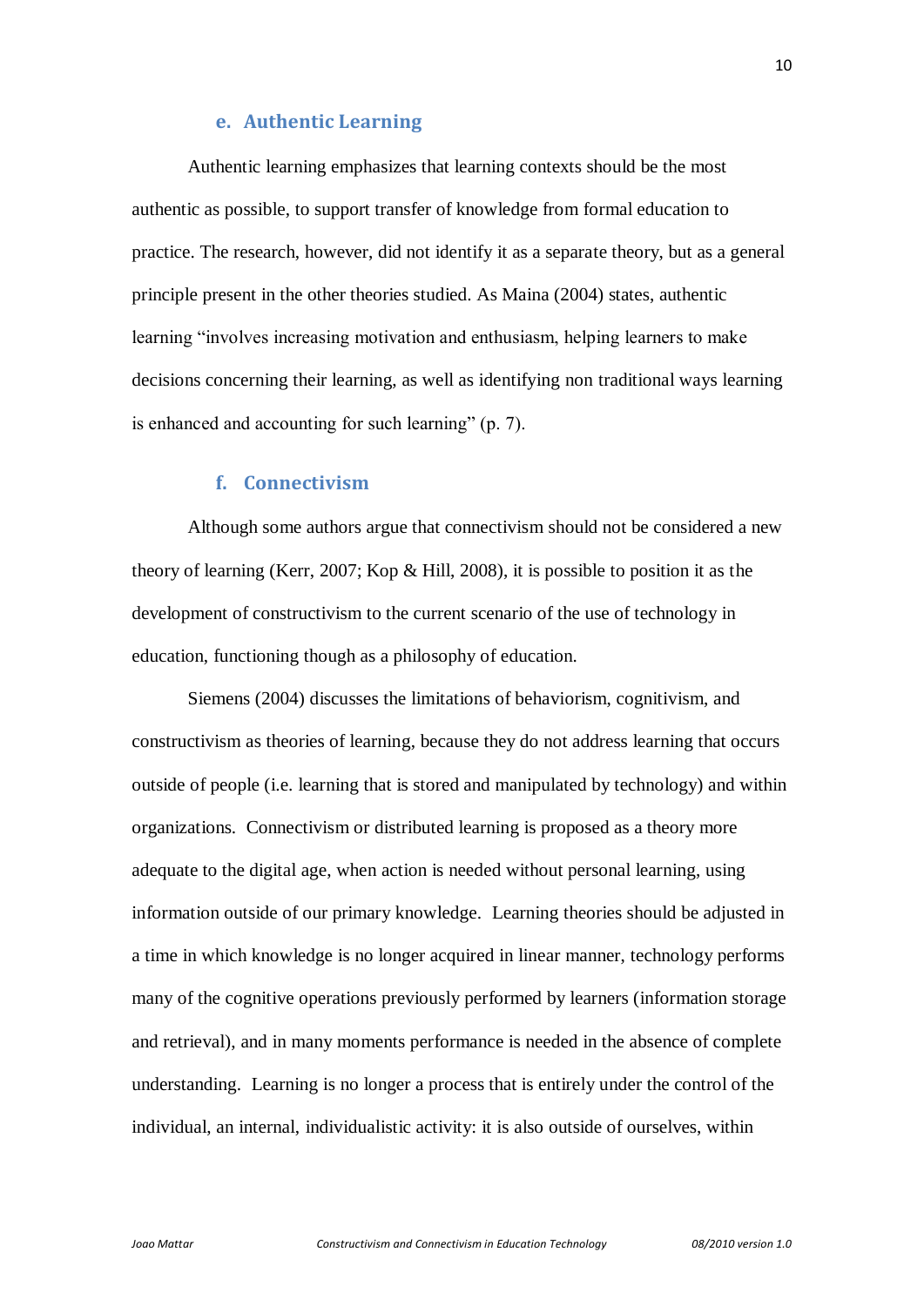### e. Authentic Learning

Authentic learning emphasizes that learning contexts should be the most authentic as possible, to support transfer of knowledge from formal education to practice. The research, however, did not identify it as a separate theory, but as a general principle present in the other theories studied. As Maina (2004) states, authentic learning "involves increasing motivation and enthusiasm, helping learners to make decisions concerning their learning, as well as identifying non traditional ways learning is enhanced and accounting for such learning" (p. 7).

### f. Connectivism

Although some authors argue that connectivism should not be considered a new theory of learning (Kerr, 2007; Kop & Hill, 2008), it is possible to position it as the development of constructivism to the current scenario of the use of technology in education, functioning though as a philosophy of education.

Siemens (2004) discusses the limitations of behaviorism, cognitivism, and constructivism as theories of learning, because they do not address learning that occurs outside of people (i.e. learning that is stored and manipulated by technology) and within organizations. Connectivism or distributed learning is proposed as a theory more adequate to the digital age, when action is needed without personal learning, using information outside of our primary knowledge. Learning theories should be adjusted in a time in which knowledge is no longer acquired in linear manner, technology performs many of the cognitive operations previously performed by learners (information storage and retrieval), and in many moments performance is needed in the absence of complete understanding. Learning is no longer a process that is entirely under the control of the individual, an internal, individualistic activity: it is also outside of ourselves, within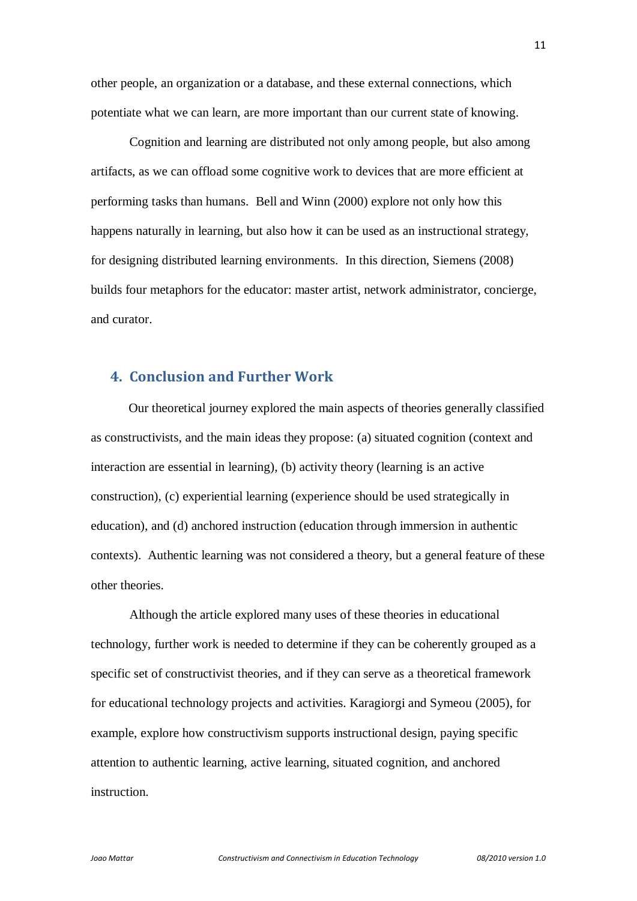other people, an organization or a database, and these external connections, which potentiate what we can learn, are more important than our current state of knowing.

Cognition and learning are distributed not only among people, but also among artifacts, as we can offload some cognitive work to devices that are more efficient at performing tasks than humans. Bell and Winn (2000) explore not only how this happens naturally in learning, but also how it can be used as an instructional strategy, for designing distributed learning environments. In this direction, Siemens (2008) builds four metaphors for the educator: master artist, network administrator, concierge, and curator.

## 4. Conclusion and Further Work

Our theoretical journey explored the main aspects of theories generally classified as constructivists, and the main ideas they propose: (a) situated cognition (context and interaction are essential in learning), (b) activity theory (learning is an active construction), (c) experiential learning (experience should be used strategically in education), and (d) anchored instruction (education through immersion in authentic contexts). Authentic learning was not considered a theory, but a general feature of these other theories.

Although the article explored many uses of these theories in educational technology, further work is needed to determine if they can be coherently grouped as a specific set of constructivist theories, and if they can serve as a theoretical framework for educational technology projects and activities. Karagiorgi and Symeou (2005), for example, explore how constructivism supports instructional design, paying specific attention to authentic learning, active learning, situated cognition, and anchored instruction.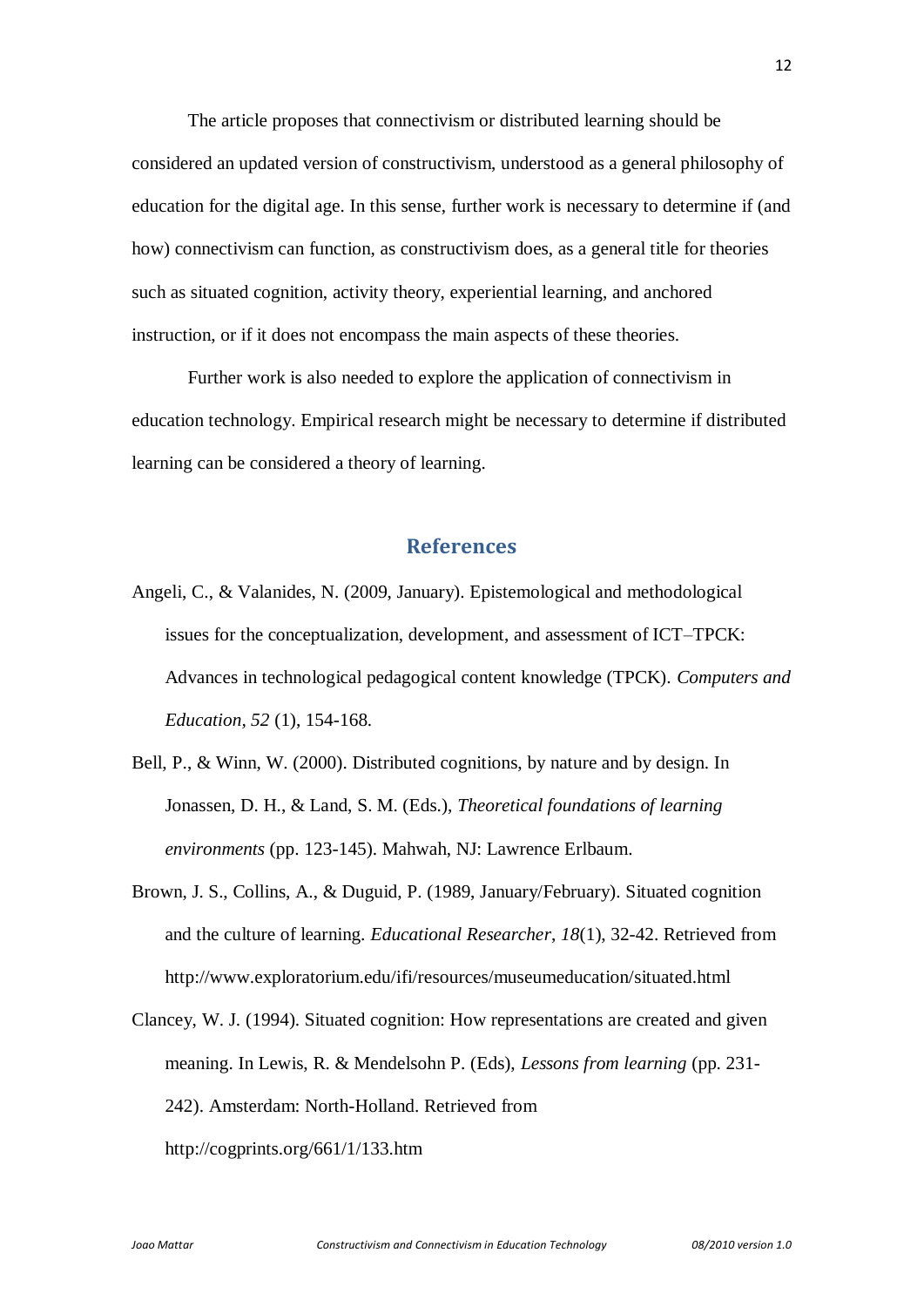The article proposes that connectivism or distributed learning should be considered an updated version of constructivism, understood as a general philosophy of education for the digital age. In this sense, further work is necessary to determine if (and how) connectivism can function, as constructivism does, as a general title for theories such as situated cognition, activity theory, experiential learning, and anchored instruction, or if it does not encompass the main aspects of these theories.

Further work is also needed to explore the application of connectivism in education technology. Empirical research might be necessary to determine if distributed learning can be considered a theory of learning.

## References

Angeli, C., & Valanides, N. (2009, January). Epistemological and methodological issues for the conceptualization, development, and assessment of ICT–TPCK: Advances in technological pedagogical content knowledge (TPCK). *Computers and Education*, *52* (1), 154-168.

Bell, P., & Winn, W. (2000). Distributed cognitions, by nature and by design. In Jonassen, D. H., & Land, S. M. (Eds.), *Theoretical foundations of learning environments* (pp. 123-145). Mahwah, NJ: Lawrence Erlbaum.

Brown, J. S., Collins, A., & Duguid, P. (1989, January/February). Situated cognition and the culture of learning. *Educational Researcher*, *18*(1), 32-42. Retrieved from http://www.exploratorium.edu/ifi/resources/museumeducation/situated.html

Clancey, W. J. (1994). Situated cognition: How representations are created and given meaning. In Lewis, R. & Mendelsohn P. (Eds), *Lessons from learning* (pp. 231-242). Amsterdam: North-Holland. Retrieved from http://cogprints.org/661/1/133.htm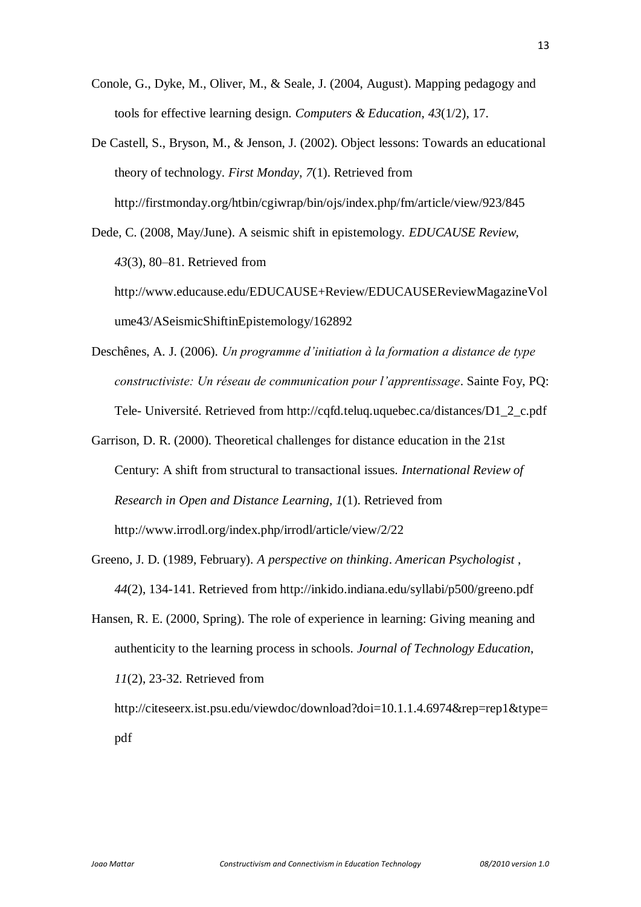Conole, G., Dyke, M., Oliver, M., & Seale, J. (2004, August). Mapping pedagogy and tools for effective learning design. *Computers & Education*, *43*(1/2), 17.

De Castell, S., Bryson, M., & Jenson, J. (2002). Object lessons: Towards an educational theory of technology. *First Monday*, *7*(1). Retrieved from http://firstmonday.org/htbin/cgiwrap/bin/ojs/index.php/fm/article/view/923/845

Dede, C. (2008, May/June). A seismic shift in epistemology. *EDUCAUSE Review*, *43*(3), 80–81. Retrieved from http://www.educause.edu/EDUCAUSE+Review/EDUCAUSEReviewMagazineVolume43/ASeismicShiftinEpistemology/162892

Deschênes, A. J. (2006). *Un programme d'initiation à la formation a distance de type constructiviste: Un réseau de communication pour l'apprentissage*. Sainte Foy, PQ: Tele- Université. Retrieved from http://cqfd.teluq.uquebec.ca/distances/D1_2_c.pdf

Garrison, D. R. (2000). Theoretical challenges for distance education in the 21st Century: A shift from structural to transactional issues. *International Review of Research in Open and Distance Learning, 1*(1). Retrieved from http://www.irrodl.org/index.php/irrodl/article/view/2/22

Greeno, J. D. (1989, February). *A perspective on thinking*. *American Psychologist* , *44*(2), 134-141. Retrieved from http://inkido.indiana.edu/syllabi/p500/greeno.pdf

Hansen, R. E. (2000, Spring). The role of experience in learning: Giving meaning and authenticity to the learning process in schools. *Journal of Technology Education*, *11*(2), 23-32. Retrieved from http://citeseerx.ist.psu.edu/viewdoc/download?doi=10.1.1.4.6974&rep=rep1&type=pdf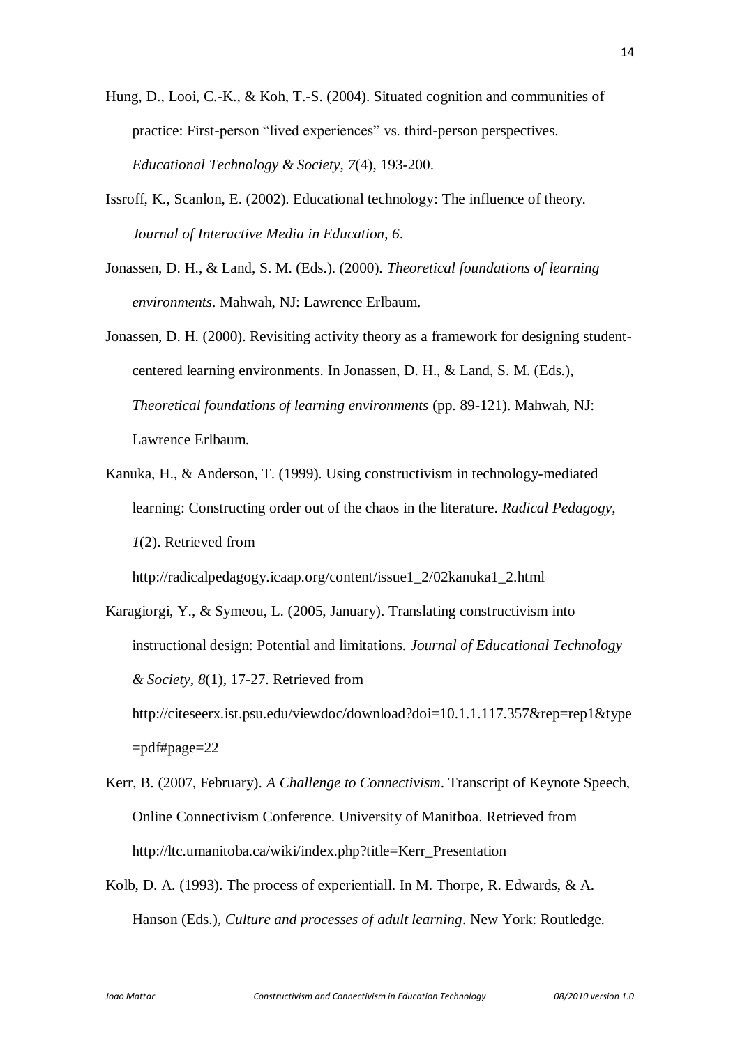Hung, D., Looi, C.-K., & Koh, T.-S. (2004). Situated cognition and communities of practice: First-person “lived experiences” vs. third-person perspectives. *Educational Technology & Society*, *7*(4), 193-200.

Issroff, K., Scanlon, E. (2002). Educational technology: The influence of theory. *Journal of Interactive Media in Education*, *6*.

Jonassen, D. H., & Land, S. M. (Eds.). (2000). *Theoretical foundations of learning environments*. Mahwah, NJ: Lawrence Erlbaum.

Jonassen, D. H. (2000). Revisiting activity theory as a framework for designing student-centered learning environments. In Jonassen, D. H., & Land, S. M. (Eds.), *Theoretical foundations of learning environments* (pp. 89-121). Mahwah, NJ: Lawrence Erlbaum.

Kanuka, H., & Anderson, T. (1999). Using constructivism in technology-mediated learning: Constructing order out of the chaos in the literature. *Radical Pedagogy*, *1*(2). Retrieved from http://radicalpedagogy.icaap.org/content/issue1_2/02kanuka1_2.html

Karagiorgi, Y., & Symeou, L. (2005, January). Translating constructivism into instructional design: Potential and limitations. *Journal of Educational Technology & Society*, *8*(1), 17-27. Retrieved from http://citeseerx.ist.psu.edu/viewdoc/download?doi=10.1.1.117.357&rep=rep1&type=pdf#page=22

Kerr, B. (2007, February). *A Challenge to Connectivism*. Transcript of Keynote Speech, Online Connectivism Conference. University of Manitboa. Retrieved from http://ltc.umanitoba.ca/wiki/index.php?title=Kerr_Presentation

Kolb, D. A. (1993). The process of experientiall. In M. Thorpe, R. Edwards, & A. Hanson (Eds.), *Culture and processes of adult learning*. New York: Routledge.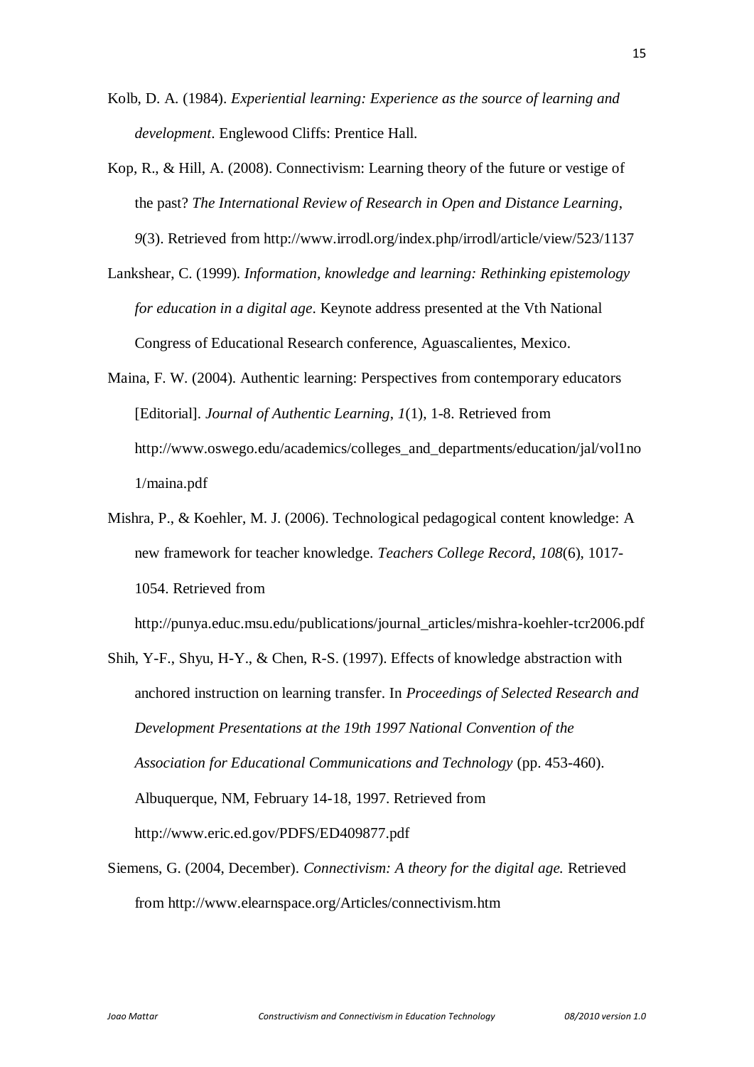Kolb, D. A. (1984). *Experiential learning: Experience as the source of learning and development*. Englewood Cliffs: Prentice Hall.

Kop, R., & Hill, A. (2008). Connectivism: Learning theory of the future or vestige of the past? *The International Review of Research in Open and Distance Learning*, *9*(3). Retrieved from http://www.irrodl.org/index.php/irrodl/article/view/523/1137

Lankshear, C. (1999). *Information, knowledge and learning: Rethinking epistemology for education in a digital age*. Keynote address presented at the Vth National Congress of Educational Research conference, Aguascalientes, Mexico.

Maina, F. W. (2004). Authentic learning: Perspectives from contemporary educators [Editorial]. *Journal of Authentic Learning*, *1*(1), 1-8. Retrieved from http://www.oswego.edu/academics/colleges_and_departments/education/jal/vol1no1/maina.pdf

Mishra, P., & Koehler, M. J. (2006). Technological pedagogical content knowledge: A new framework for teacher knowledge. *Teachers College Record*, *108*(6), 1017-1054. Retrieved from http://punya.educ.msu.edu/publications/journal_articles/mishra-koehler-tcr2006.pdf

Shih, Y-F., Shyu, H-Y., & Chen, R-S. (1997). Effects of knowledge abstraction with anchored instruction on learning transfer. In *Proceedings of Selected Research and Development Presentations at the 19th 1997 National Convention of the Association for Educational Communications and Technology* (pp. 453-460). Albuquerque, NM, February 14-18, 1997. Retrieved from http://www.eric.ed.gov/PDFS/ED409877.pdf

Siemens, G. (2004, December). *Connectivism: A theory for the digital age.* Retrieved from http://www.elearnspace.org/Articles/connectivism.htm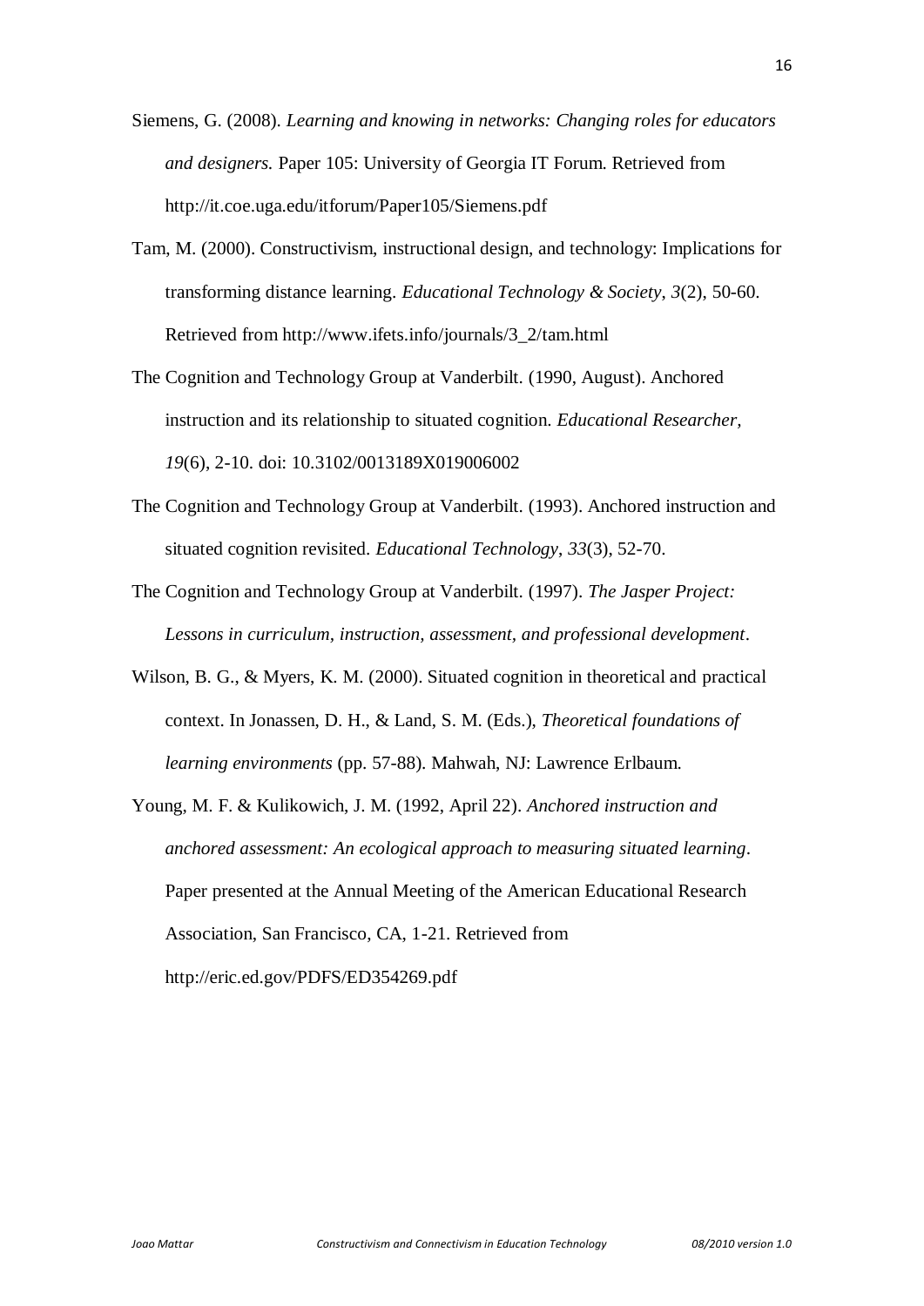Siemens, G. (2008). *Learning and knowing in networks: Changing roles for educators and designers.* Paper 105: University of Georgia IT Forum. Retrieved from http://it.coe.uga.edu/itforum/Paper105/Siemens.pdf

Tam, M. (2000). Constructivism, instructional design, and technology: Implications for transforming distance learning. *Educational Technology & Society*, *3*(2), 50-60. Retrieved from http://www.ifets.info/journals/3_2/tam.html

The Cognition and Technology Group at Vanderbilt. (1990, August). Anchored instruction and its relationship to situated cognition. *Educational Researcher, 19*(6), 2-10. doi: 10.3102/0013189X019006002

The Cognition and Technology Group at Vanderbilt. (1993). Anchored instruction and situated cognition revisited. *Educational Technology*, *33*(3), 52-70.

The Cognition and Technology Group at Vanderbilt. (1997). *The Jasper Project: Lessons in curriculum, instruction, assessment, and professional development*.

Wilson, B. G., & Myers, K. M. (2000). Situated cognition in theoretical and practical context. In Jonassen, D. H., & Land, S. M. (Eds.), *Theoretical foundations of learning environments* (pp. 57-88). Mahwah, NJ: Lawrence Erlbaum.

Young, M. F. & Kulikowich, J. M. (1992, April 22). *Anchored instruction and anchored assessment: An ecological approach to measuring situated learning*. Paper presented at the Annual Meeting of the American Educational Research Association, San Francisco, CA, 1-21. Retrieved from http://eric.ed.gov/PDFS/ED354269.pdf